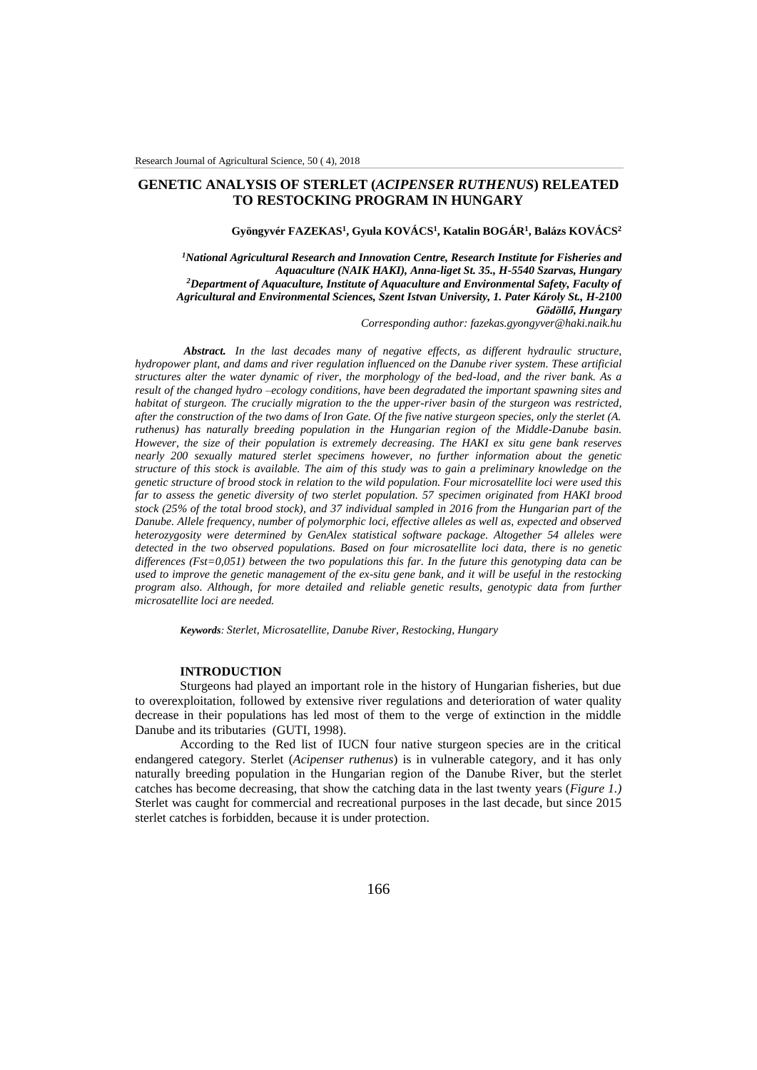# GENETIC ANALYSIS OF STERLET (*ACIPENSER RUTHENUS*) RELEATED TO RESTOCKING PROGRAM IN HUNGARY

**Gyöngyvér FAZEKAS[1], Gyula KOVÁCS[1], Katalin BOGÁR[1], Balázs KOVÁCS[2]**

*[1]National Agricultural Research and Innovation Centre, Research Institute for Fisheries and Aquaculture (NAIK HAKI), Anna-liget St. 35., H-5540 Szarvas, Hungary*
*[2]Department of Aquaculture, Institute of Aquaculture and Environmental Safety, Faculty of Agricultural and Environmental Sciences, Szent Istvan University, 1. Pater Károly St., H-2100 Gödöllő, Hungary*

*Corresponding author: fazekas.gyongyver@haki.naik.hu*

***Abstract.*** *In the last decades many of negative effects, as different hydraulic structure, hydropower plant, and dams and river regulation influenced on the Danube river system. These artificial structures alter the water dynamic of river, the morphology of the bed-load, and the river bank. As a result of the changed hydro –ecology conditions, have been degradated the important spawning sites and habitat of sturgeon. The crucially migration to the the upper-river basin of the sturgeon was restricted, after the construction of the two dams of Iron Gate. Of the five native sturgeon species, only the sterlet (A. ruthenus) has naturally breeding population in the Hungarian region of the Middle-Danube basin. However, the size of their population is extremely decreasing. The HAKI ex situ gene bank reserves nearly 200 sexually matured sterlet specimens however, no further information about the genetic structure of this stock is available. The aim of this study was to gain a preliminary knowledge on the genetic structure of brood stock in relation to the wild population. Four microsatellite loci were used this far to assess the genetic diversity of two sterlet population. 57 specimen originated from HAKI brood stock (25% of the total brood stock), and 37 individual sampled in 2016 from the Hungarian part of the Danube. Allele frequency, number of polymorphic loci, effective alleles as well as, expected and observed heterozygosity were determined by GenAlex statistical software package. Altogether 54 alleles were detected in the two observed populations. Based on four microsatellite loci data, there is no genetic differences (Fst=0,051) between the two populations this far. In the future this genotyping data can be used to improve the genetic management of the ex-situ gene bank, and it will be useful in the restocking program also. Although, for more detailed and reliable genetic results, genotypic data from further microsatellite loci are needed.*

***Keywords****: Sterlet, Microsatellite, Danube River, Restocking, Hungary*

## INTRODUCTION

Sturgeons had played an important role in the history of Hungarian fisheries, but due to overexploitation, followed by extensive river regulations and deterioration of water quality decrease in their populations has led most of them to the verge of extinction in the middle Danube and its tributaries (GUTI, 1998).

According to the Red list of IUCN four native sturgeon species are in the critical endangered category. Sterlet (*Acipenser ruthenus*) is in vulnerable category, and it has only naturally breeding population in the Hungarian region of the Danube River, but the sterlet catches has become decreasing, that show the catching data in the last twenty years (*Figure 1.)* Sterlet was caught for commercial and recreational purposes in the last decade, but since 2015 sterlet catches is forbidden, because it is under protection.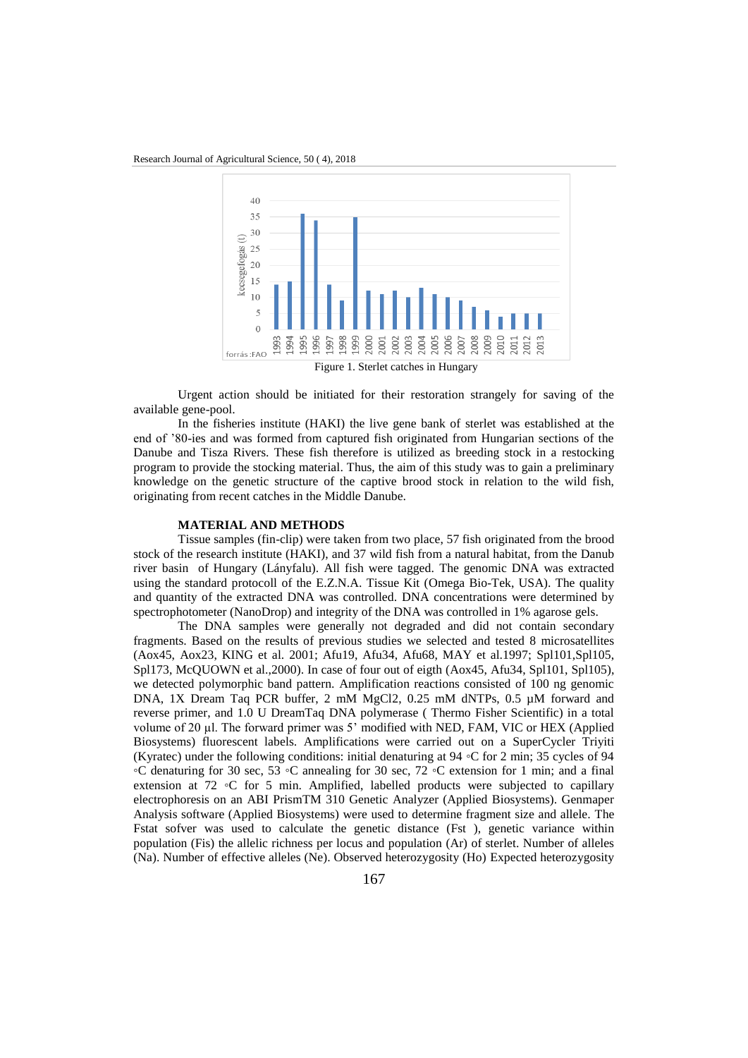Figure 1. Sterlet catches in Hungary

Urgent action should be initiated for their restoration strangely for saving of the available gene-pool.

In the fisheries institute (HAKI) the live gene bank of sterlet was established at the end of '80-ies and was formed from captured fish originated from Hungarian sections of the Danube and Tisza Rivers. These fish therefore is utilized as breeding stock in a restocking program to provide the stocking material. Thus, the aim of this study was to gain a preliminary knowledge on the genetic structure of the captive brood stock in relation to the wild fish, originating from recent catches in the Middle Danube.

## MATERIAL AND METHODS

Tissue samples (fin-clip) were taken from two place, 57 fish originated from the brood stock of the research institute (HAKI), and 37 wild fish from a natural habitat, from the Danub river basin of Hungary (Lányfalu). All fish were tagged. The genomic DNA was extracted using the standard protocoll of the E.Z.N.A. Tissue Kit (Omega Bio-Tek, USA). The quality and quantity of the extracted DNA was controlled. DNA concentrations were determined by spectrophotometer (NanoDrop) and integrity of the DNA was controlled in 1% agarose gels.

The DNA samples were generally not degraded and did not contain secondary fragments. Based on the results of previous studies we selected and tested 8 microsatellites (Aox45, Aox23, KING et al. 2001; Afu19, Afu34, Afu68, MAY et al.1997; Spl101,Spl105, Spl173, McQUOWN et al.,2000). In case of four out of eigth (Aox45, Afu34, Spl101, Spl105), we detected polymorphic band pattern. Amplification reactions consisted of 100 ng genomic DNA, 1X Dream Taq PCR buffer, 2 mM MgCl2, 0.25 mM dNTPs, 0.5 µM forward and reverse primer, and 1.0 U DreamTaq DNA polymerase ( Thermo Fisher Scientific) in a total volume of 20 µl. The forward primer was 5' modified with NED, FAM, VIC or HEX (Applied Biosystems) fluorescent labels. Amplifications were carried out on a SuperCycler Triyiti (Kyratec) under the following conditions: initial denaturing at 94 ◦C for 2 min; 35 cycles of 94 ◦C denaturing for 30 sec, 53 ◦C annealing for 30 sec, 72 ◦C extension for 1 min; and a final extension at 72 ◦C for 5 min. Amplified, labelled products were subjected to capillary electrophoresis on an ABI PrismTM 310 Genetic Analyzer (Applied Biosystems). Genmaper Analysis software (Applied Biosystems) were used to determine fragment size and allele. The Fstat sofver was used to calculate the genetic distance (Fst ), genetic variance within population (Fis) the allelic richness per locus and population (Ar) of sterlet. Number of alleles (Na). Number of effective alleles (Ne). Observed heterozygosity (Ho) Expected heterozygosity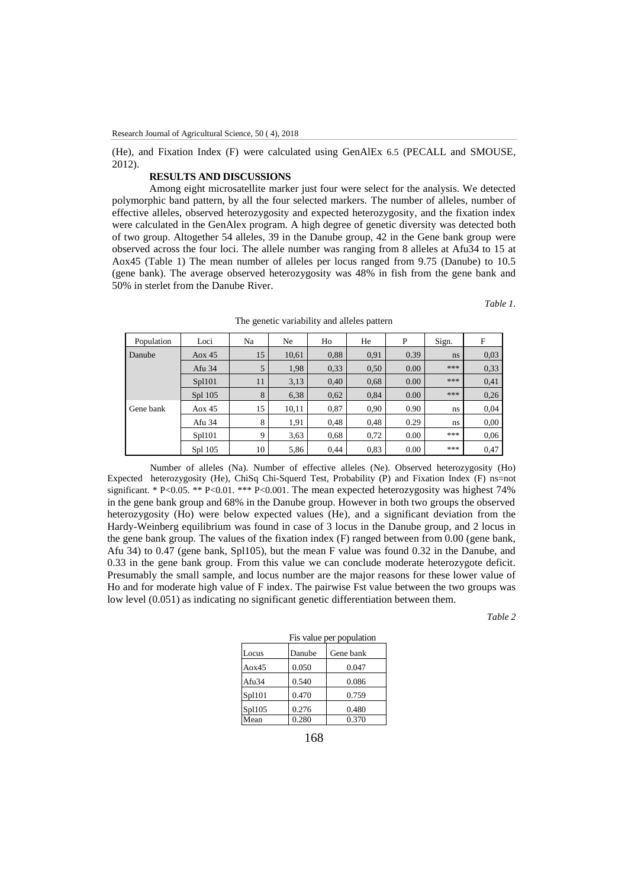(He), and Fixation Index (F) were calculated using GenAlEx 6.5 (PECALL and SMOUSE, 2012).

## RESULTS AND DISCUSSIONS

Among eight microsatellite marker just four were select for the analysis. We detected polymorphic band pattern, by all the four selected markers. The number of alleles, number of effective alleles, observed heterozygosity and expected heterozygosity, and the fixation index were calculated in the GenAlex program. A high degree of genetic diversity was detected both of two group. Altogether 54 alleles, 39 in the Danube group, 42 in the Gene bank group were observed across the four loci. The allele number was ranging from 8 alleles at Afu34 to 15 at Aox45 (Table 1) The mean number of alleles per locus ranged from 9.75 (Danube) to 10.5 (gene bank). The average observed heterozygosity was 48% in fish from the gene bank and 50% in sterlet from the Danube River.

*Table 1.*

The genetic variability and alleles pattern

| Population | Loci | Na | Ne | Ho | He | P | Sign. | F |
|---|---|---|---|---|---|---|---|---|
| Danube | Aox 45 | 15 | 10,61 | 0,88 | 0,91 | 0.39 | ns | 0,03 |
| | Afu 34 | 5 | 1,98 | 0,33 | 0,50 | 0.00 | *** | 0,33 |
| | Spl101 | 11 | 3,13 | 0,40 | 0,68 | 0.00 | *** | 0,41 |
| | Spl 105 | 8 | 6,38 | 0,62 | 0,84 | 0.00 | *** | 0,26 |
| Gene bank | Aox 45 | 15 | 10,11 | 0,87 | 0,90 | 0.90 | ns | 0,04 |
| | Afu 34 | 8 | 1,91 | 0,48 | 0,48 | 0.29 | ns | 0,00 |
| | Spl101 | 9 | 3,63 | 0,68 | 0,72 | 0.00 | *** | 0,06 |
| | Spl 105 | 10 | 5,86 | 0,44 | 0,83 | 0.00 | *** | 0,47 |

Number of alleles (Na). Number of effective alleles (Ne). Observed heterozygosity (Ho) Expected heterozygosity (He), ChiSq Chi-Squerd Test, Probability (P) and Fixation Index (F) ns=not significant. * P<0.05. ** P<0.01. *** P<0.001. The mean expected heterozygosity was highest 74% in the gene bank group and 68% in the Danube group. However in both two groups the observed heterozygosity (Ho) were below expected values (He), and a significant deviation from the Hardy-Weinberg equilibrium was found in case of 3 locus in the Danube group, and 2 locus in the gene bank group. The values of the fixation index (F) ranged between from 0.00 (gene bank, Afu 34) to 0.47 (gene bank, Spl105), but the mean F value was found 0.32 in the Danube, and 0.33 in the gene bank group. From this value we can conclude moderate heterozygote deficit. Presumably the small sample, and locus number are the major reasons for these lower value of Ho and for moderate high value of F index. The pairwise Fst value between the two groups was low level (0.051) as indicating no significant genetic differentiation between them.

*Table 2*

Fis value per population

| Locus | Danube | Gene bank |
|---|---|---|
| Aox45 | 0.050 | 0.047 |
| Afu34 | 0.540 | 0.086 |
| Spl101 | 0.470 | 0.759 |
| Spl105 | 0.276 | 0.480 |
| Mean | 0.280 | 0.370 |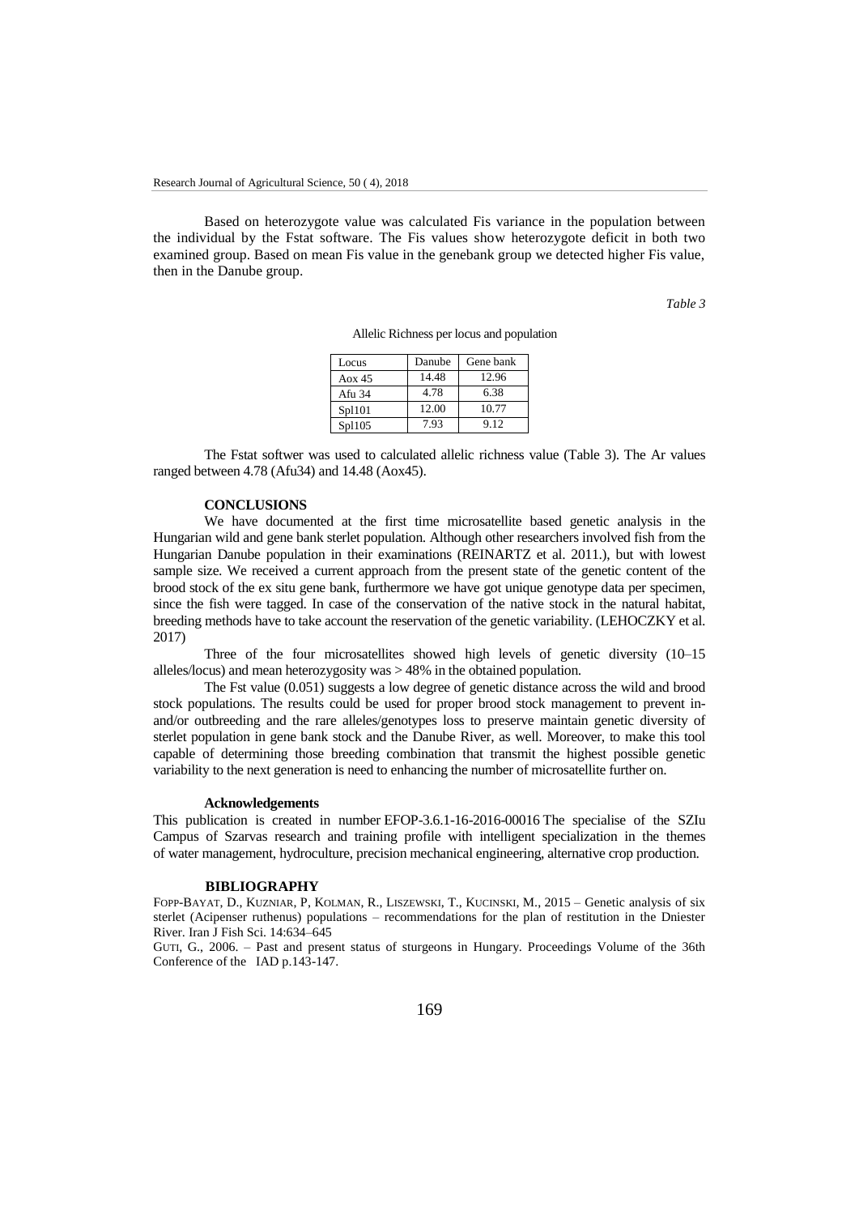Based on heterozygote value was calculated Fis variance in the population between the individual by the Fstat software. The Fis values show heterozygote deficit in both two examined group. Based on mean Fis value in the genebank group we detected higher Fis value, then in the Danube group.

*Table 3*

Allelic Richness per locus and population

| Locus | Danube | Gene bank |
|---|---|---|
| Aox 45 | 14.48 | 12.96 |
| Afu 34 | 4.78 | 6.38 |
| Spl101 | 12.00 | 10.77 |
| Spl105 | 7.93 | 9.12 |

The Fstat softwer was used to calculated allelic richness value (Table 3). The Ar values ranged between 4.78 (Afu34) and 14.48 (Aox45).

## CONCLUSIONS

We have documented at the first time microsatellite based genetic analysis in the Hungarian wild and gene bank sterlet population. Although other researchers involved fish from the Hungarian Danube population in their examinations (REINARTZ et al. 2011.), but with lowest sample size. We received a current approach from the present state of the genetic content of the brood stock of the ex situ gene bank, furthermore we have got unique genotype data per specimen, since the fish were tagged. In case of the conservation of the native stock in the natural habitat, breeding methods have to take account the reservation of the genetic variability. (LEHOCZKY et al. 2017)

Three of the four microsatellites showed high levels of genetic diversity (10–15 alleles/locus) and mean heterozygosity was > 48% in the obtained population.

The Fst value (0.051) suggests a low degree of genetic distance across the wild and brood stock populations. The results could be used for proper brood stock management to prevent in- and/or outbreeding and the rare alleles/genotypes loss to preserve maintain genetic diversity of sterlet population in gene bank stock and the Danube River, as well. Moreover, to make this tool capable of determining those breeding combination that transmit the highest possible genetic variability to the next generation is need to enhancing the number of microsatellite further on.

### Acknowledgements

This publication is created in number EFOP-3.6.1-16-2016-00016 The specialise of the SZIu Campus of Szarvas research and training profile with intelligent specialization in the themes of water management, hydroculture, precision mechanical engineering, alternative crop production.

## BIBLIOGRAPHY

FOPP-BAYAT, D., KUZNIAR, P, KOLMAN, R., LISZEWSKI, T., KUCINSKI, M., 2015 – Genetic analysis of six sterlet (Acipenser ruthenus) populations – recommendations for the plan of restitution in the Dniester River. Iran J Fish Sci. 14:634–645

GUTI, G., 2006. – Past and present status of sturgeons in Hungary. Proceedings Volume of the 36th Conference of the IAD p.143-147.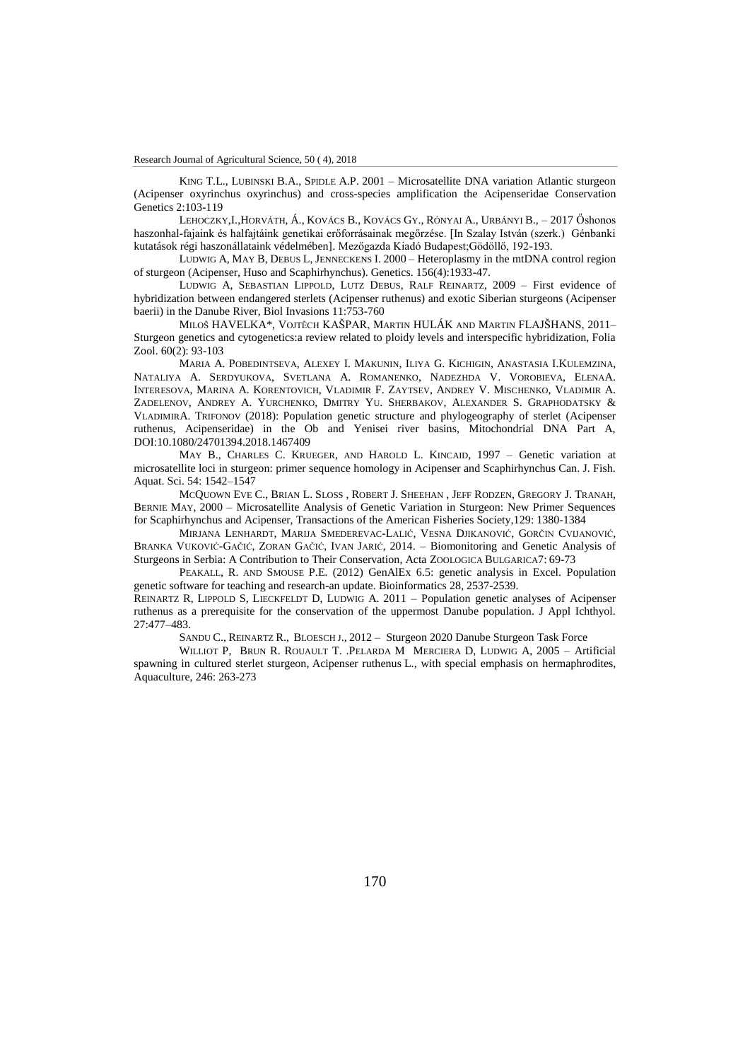KING T.L., LUBINSKI B.A., SPIDLE A.P. 2001 – Microsatellite DNA variation Atlantic sturgeon (Acipenser oxyrinchus oxyrinchus) and cross-species amplification the Acipenseridae Conservation Genetics 2:103-119

LEHOCZKY,I.,HORVÁTH, Á., KOVÁCS B., KOVÁCS GY., RÓNYAI A., URBÁNYI B., – 2017 Őshonos haszonhal-fajaink és halfajtáink genetikai erőforrásainak megőrzése. [In Szalay István (szerk.) Génbanki kutatások régi haszonállataink védelmében]. Mezőgazda Kiadó Budapest;Gödöllő, 192-193.

LUDWIG A, MAY B, DEBUS L, JENNECKENS I. 2000 – Heteroplasmy in the mtDNA control region of sturgeon (Acipenser, Huso and Scaphirhynchus). Genetics. 156(4):1933-47.

LUDWIG A, SEBASTIAN LIPPOLD, LUTZ DEBUS, RALF REINARTZ, 2009 – First evidence of hybridization between endangered sterlets (Acipenser ruthenus) and exotic Siberian sturgeons (Acipenser baerii) in the Danube River, Biol Invasions 11:753-760

MILOŠ HAVELKA*, VOJTĚCH KAŠPAR, MARTIN HULÁK AND MARTIN FLAJŠHANS, 2011– Sturgeon genetics and cytogenetics:a review related to ploidy levels and interspecific hybridization, Folia Zool. 60(2): 93-103

MARIA A. POBEDINTSEVA, ALEXEY I. MAKUNIN, ILIYA G. KICHIGIN, ANASTASIA I.KULEMZINA, NATALIYA A. SERDYUKOVA, SVETLANA A. ROMANENKO, NADEZHDA V. VOROBIEVA, ELENAA. INTERESOVA, MARINA A. KORENTOVICH, VLADIMIR F. ZAYTSEV, ANDREY V. MISCHENKO, VLADIMIR A. ZADELENOV, ANDREY A. YURCHENKO, DMITRY YU. SHERBAKOV, ALEXANDER S. GRAPHODATSKY & VLADIMIRA. TRIFONOV (2018): Population genetic structure and phylogeography of sterlet (Acipenser ruthenus, Acipenseridae) in the Ob and Yenisei river basins, Mitochondrial DNA Part A, DOI:10.1080/24701394.2018.1467409

MAY B., CHARLES C. KRUEGER, AND HAROLD L. KINCAID, 1997 – Genetic variation at microsatellite loci in sturgeon: primer sequence homology in Acipenser and Scaphirhynchus Can. J. Fish. Aquat. Sci. 54: 1542–1547

MCQUOWN EVE C., BRIAN L. SLOSS , ROBERT J. SHEEHAN , JEFF RODZEN, GREGORY J. TRANAH, BERNIE MAY, 2000 – Microsatellite Analysis of Genetic Variation in Sturgeon: New Primer Sequences for Scaphirhynchus and Acipenser, Transactions of the American Fisheries Society,129: 1380-1384

MIRJANA LENHARDT, MARIJA SMEDEREVAC-LALIĆ, VESNA DJIKANOVIĆ, GORČIN CVIJANOVIĆ, BRANKA VUKOVIĆ-GAČIĆ, ZORAN GAČIĆ, IVAN JARIĆ, 2014. – Biomonitoring and Genetic Analysis of Sturgeons in Serbia: A Contribution to Their Conservation, Acta ZOOLOGICA BULGARICA7: 69-73

PEAKALL, R. AND SMOUSE P.E. (2012) GenAlEx 6.5: genetic analysis in Excel. Population genetic software for teaching and research-an update. Bioinformatics 28, 2537-2539.

REINARTZ R, LIPPOLD S, LIECKFELDT D, LUDWIG A. 2011 – Population genetic analyses of Acipenser ruthenus as a prerequisite for the conservation of the uppermost Danube population. J Appl Ichthyol. 27:477–483.

SANDU C., REINARTZ R., BLOESCH J., 2012 – Sturgeon 2020 Danube Sturgeon Task Force

WILLIOT P, BRUN R. ROUAULT T. .PELARDA M MERCIERA D, LUDWIG A, 2005 – Artificial spawning in cultured sterlet sturgeon, Acipenser ruthenus L., with special emphasis on hermaphrodites, Aquaculture, 246: 263-273